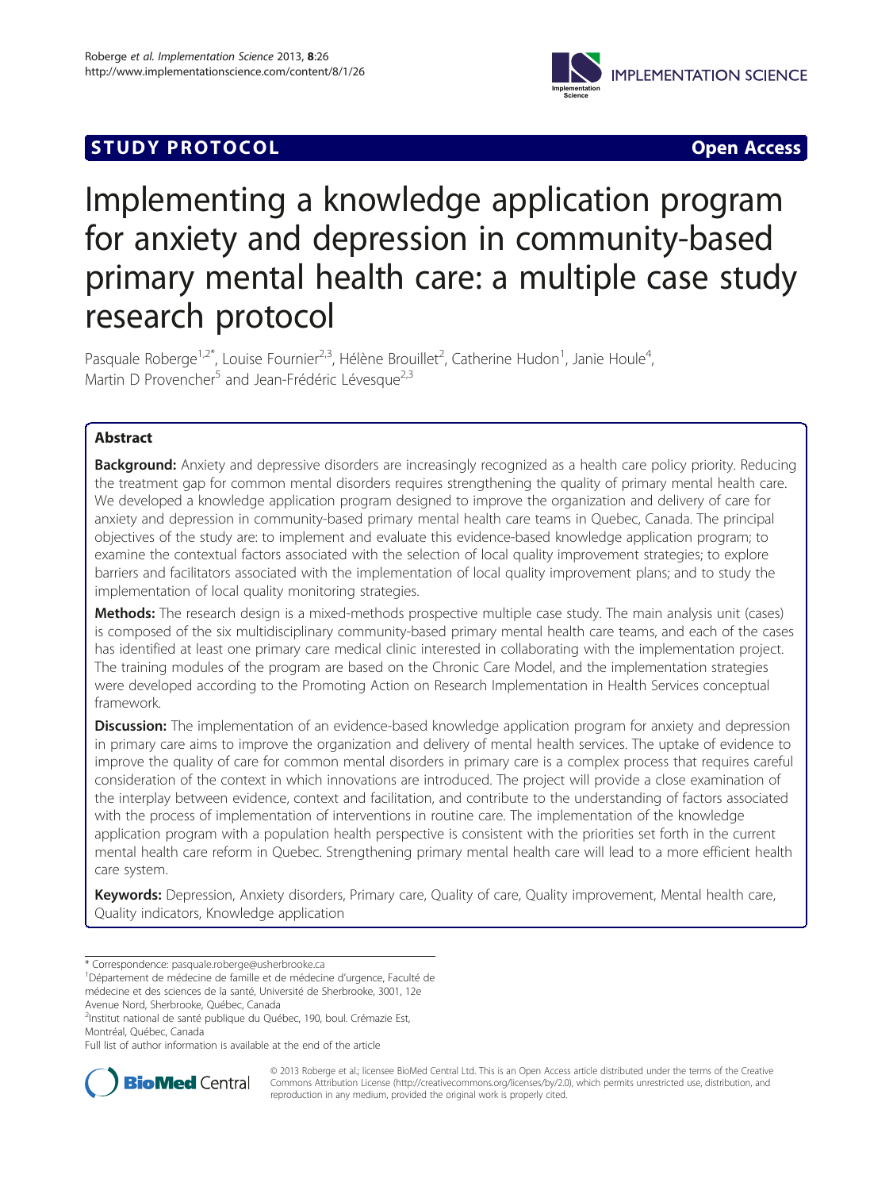**STUDY PROTOCOL** **Open Access**

# Implementing a knowledge application program for anxiety and depression in community-based primary mental health care: a multiple case study research protocol

Pasquale Roberge[1,2*], Louise Fournier[2,3], Hélène Brouillet[2], Catherine Hudon[1], Janie Houle[4], Martin D Provencher[5] and Jean-Frédéric Lévesque[2,3]

## Abstract

**Background:** Anxiety and depressive disorders are increasingly recognized as a health care policy priority. Reducing the treatment gap for common mental disorders requires strengthening the quality of primary mental health care. We developed a knowledge application program designed to improve the organization and delivery of care for anxiety and depression in community-based primary mental health care teams in Quebec, Canada. The principal objectives of the study are: to implement and evaluate this evidence-based knowledge application program; to examine the contextual factors associated with the selection of local quality improvement strategies; to explore barriers and facilitators associated with the implementation of local quality improvement plans; and to study the implementation of local quality monitoring strategies.

**Methods:** The research design is a mixed-methods prospective multiple case study. The main analysis unit (cases) is composed of the six multidisciplinary community-based primary mental health care teams, and each of the cases has identified at least one primary care medical clinic interested in collaborating with the implementation project. The training modules of the program are based on the Chronic Care Model, and the implementation strategies were developed according to the Promoting Action on Research Implementation in Health Services conceptual framework.

**Discussion:** The implementation of an evidence-based knowledge application program for anxiety and depression in primary care aims to improve the organization and delivery of mental health services. The uptake of evidence to improve the quality of care for common mental disorders in primary care is a complex process that requires careful consideration of the context in which innovations are introduced. The project will provide a close examination of the interplay between evidence, context and facilitation, and contribute to the understanding of factors associated with the process of implementation of interventions in routine care. The implementation of the knowledge application program with a population health perspective is consistent with the priorities set forth in the current mental health care reform in Quebec. Strengthening primary mental health care will lead to a more efficient health care system.

**Keywords:** Depression, Anxiety disorders, Primary care, Quality of care, Quality improvement, Mental health care, Quality indicators, Knowledge application

---

\* Correspondence: pasquale.roberge@usherbrooke.ca

[1]Département de médecine de famille et de médecine d'urgence, Faculté de médecine et des sciences de la santé, Université de Sherbrooke, 3001, 12e Avenue Nord, Sherbrooke, Québec, Canada

[2]Institut national de santé publique du Québec, 190, boul. Crémazie Est, Montréal, Québec, Canada

Full list of author information is available at the end of the article

© 2013 Roberge et al.; licensee BioMed Central Ltd. This is an Open Access article distributed under the terms of the Creative Commons Attribution License (http://creativecommons.org/licenses/by/2.0), which permits unrestricted use, distribution, and reproduction in any medium, provided the original work is properly cited.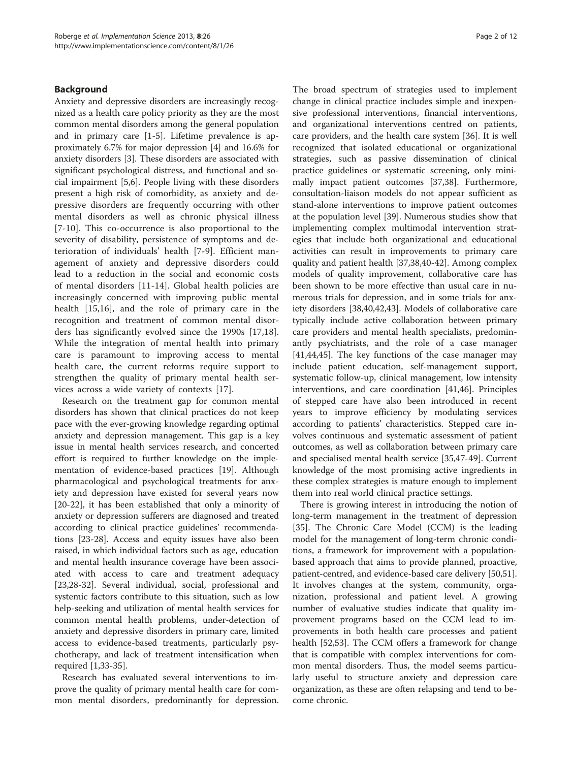## Background

Anxiety and depressive disorders are increasingly recognized as a health care policy priority as they are the most common mental disorders among the general population and in primary care [1-5]. Lifetime prevalence is approximately 6.7% for major depression [4] and 16.6% for anxiety disorders [3]. These disorders are associated with significant psychological distress, and functional and social impairment [5,6]. People living with these disorders present a high risk of comorbidity, as anxiety and depressive disorders are frequently occurring with other mental disorders as well as chronic physical illness [7-10]. This co-occurrence is also proportional to the severity of disability, persistence of symptoms and deterioration of individuals' health [7-9]. Efficient management of anxiety and depressive disorders could lead to a reduction in the social and economic costs of mental disorders [11-14]. Global health policies are increasingly concerned with improving public mental health [15,16], and the role of primary care in the recognition and treatment of common mental disorders has significantly evolved since the 1990s [17,18]. While the integration of mental health into primary care is paramount to improving access to mental health care, the current reforms require support to strengthen the quality of primary mental health services across a wide variety of contexts [17].

Research on the treatment gap for common mental disorders has shown that clinical practices do not keep pace with the ever-growing knowledge regarding optimal anxiety and depression management. This gap is a key issue in mental health services research, and concerted effort is required to further knowledge on the implementation of evidence-based practices [19]. Although pharmacological and psychological treatments for anxiety and depression have existed for several years now [20-22], it has been established that only a minority of anxiety or depression sufferers are diagnosed and treated according to clinical practice guidelines' recommendations [23-28]. Access and equity issues have also been raised, in which individual factors such as age, education and mental health insurance coverage have been associated with access to care and treatment adequacy [23,28-32]. Several individual, social, professional and systemic factors contribute to this situation, such as low help-seeking and utilization of mental health services for common mental health problems, under-detection of anxiety and depressive disorders in primary care, limited access to evidence-based treatments, particularly psychotherapy, and lack of treatment intensification when required [1,33-35].

Research has evaluated several interventions to improve the quality of primary mental health care for common mental disorders, predominantly for depression. The broad spectrum of strategies used to implement change in clinical practice includes simple and inexpensive professional interventions, financial interventions, and organizational interventions centred on patients, care providers, and the health care system [36]. It is well recognized that isolated educational or organizational strategies, such as passive dissemination of clinical practice guidelines or systematic screening, only minimally impact patient outcomes [37,38]. Furthermore, consultation-liaison models do not appear sufficient as stand-alone interventions to improve patient outcomes at the population level [39]. Numerous studies show that implementing complex multimodal intervention strategies that include both organizational and educational activities can result in improvements to primary care quality and patient health [37,38,40-42]. Among complex models of quality improvement, collaborative care has been shown to be more effective than usual care in numerous trials for depression, and in some trials for anxiety disorders [38,40,42,43]. Models of collaborative care typically include active collaboration between primary care providers and mental health specialists, predominantly psychiatrists, and the role of a case manager [41,44,45]. The key functions of the case manager may include patient education, self-management support, systematic follow-up, clinical management, low intensity interventions, and care coordination [41,46]. Principles of stepped care have also been introduced in recent years to improve efficiency by modulating services according to patients' characteristics. Stepped care involves continuous and systematic assessment of patient outcomes, as well as collaboration between primary care and specialised mental health service [35,47-49]. Current knowledge of the most promising active ingredients in these complex strategies is mature enough to implement them into real world clinical practice settings.

There is growing interest in introducing the notion of long-term management in the treatment of depression [35]. The Chronic Care Model (CCM) is the leading model for the management of long-term chronic conditions, a framework for improvement with a population-based approach that aims to provide planned, proactive, patient-centred, and evidence-based care delivery [50,51]. It involves changes at the system, community, organization, professional and patient level. A growing number of evaluative studies indicate that quality improvement programs based on the CCM lead to improvements in both health care processes and patient health [52,53]. The CCM offers a framework for change that is compatible with complex interventions for common mental disorders. Thus, the model seems particularly useful to structure anxiety and depression care organization, as these are often relapsing and tend to become chronic.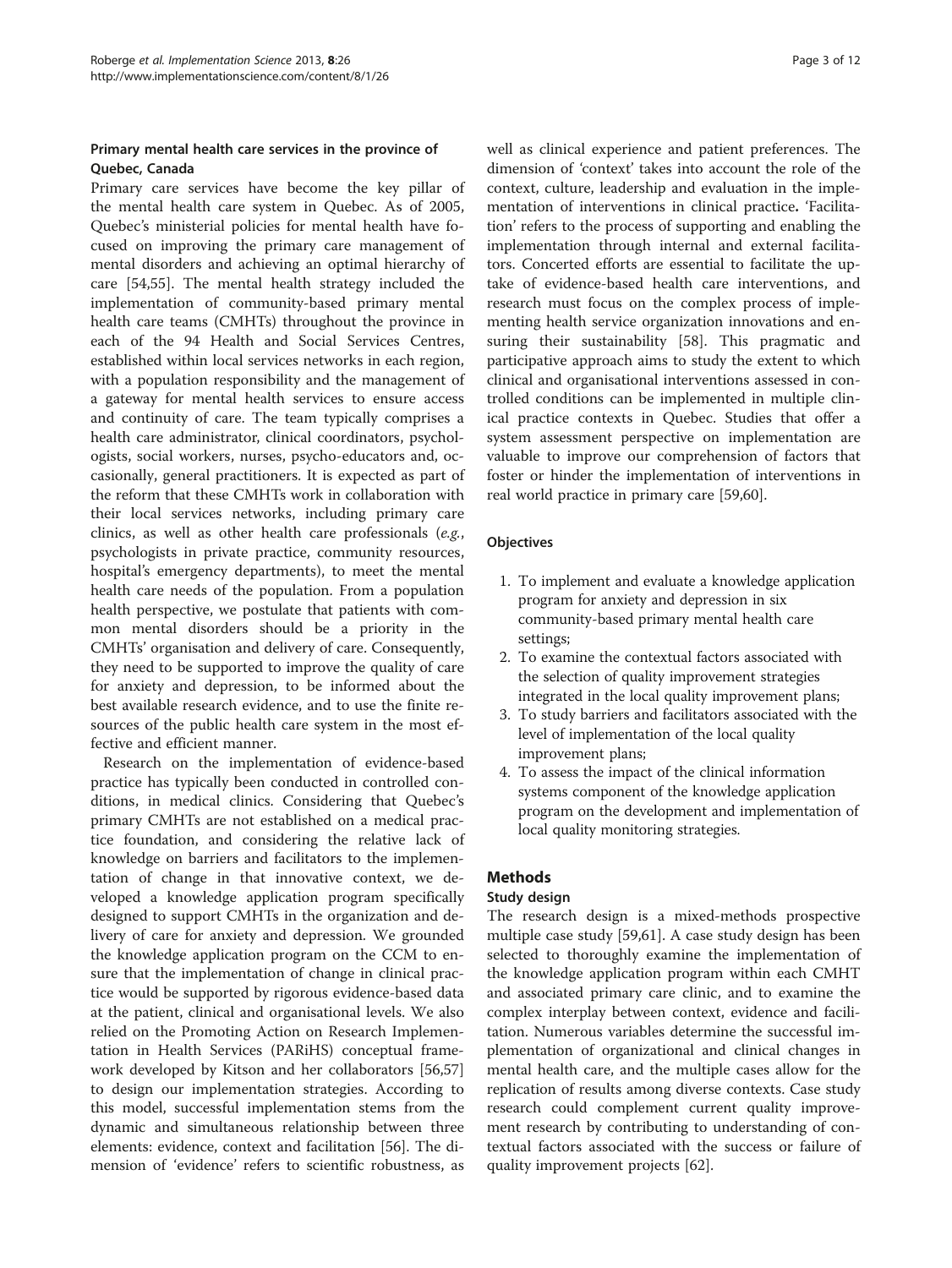### Primary mental health care services in the province of Quebec, Canada

Primary care services have become the key pillar of the mental health care system in Quebec. As of 2005, Quebec's ministerial policies for mental health have focused on improving the primary care management of mental disorders and achieving an optimal hierarchy of care [54,55]. The mental health strategy included the implementation of community-based primary mental health care teams (CMHTs) throughout the province in each of the 94 Health and Social Services Centres, established within local services networks in each region, with a population responsibility and the management of a gateway for mental health services to ensure access and continuity of care. The team typically comprises a health care administrator, clinical coordinators, psychologists, social workers, nurses, psycho-educators and, occasionally, general practitioners. It is expected as part of the reform that these CMHTs work in collaboration with their local services networks, including primary care clinics, as well as other health care professionals (*e.g.*, psychologists in private practice, community resources, hospital's emergency departments), to meet the mental health care needs of the population. From a population health perspective, we postulate that patients with common mental disorders should be a priority in the CMHTs' organisation and delivery of care. Consequently, they need to be supported to improve the quality of care for anxiety and depression, to be informed about the best available research evidence, and to use the finite resources of the public health care system in the most effective and efficient manner.

Research on the implementation of evidence-based practice has typically been conducted in controlled conditions, in medical clinics. Considering that Quebec's primary CMHTs are not established on a medical practice foundation, and considering the relative lack of knowledge on barriers and facilitators to the implementation of change in that innovative context, we developed a knowledge application program specifically designed to support CMHTs in the organization and delivery of care for anxiety and depression. We grounded the knowledge application program on the CCM to ensure that the implementation of change in clinical practice would be supported by rigorous evidence-based data at the patient, clinical and organisational levels. We also relied on the Promoting Action on Research Implementation in Health Services (PARiHS) conceptual framework developed by Kitson and her collaborators [56,57] to design our implementation strategies. According to this model, successful implementation stems from the dynamic and simultaneous relationship between three elements: evidence, context and facilitation [56]. The dimension of 'evidence' refers to scientific robustness, as well as clinical experience and patient preferences. The dimension of 'context' takes into account the role of the context, culture, leadership and evaluation in the implementation of interventions in clinical practice. 'Facilitation' refers to the process of supporting and enabling the implementation through internal and external facilitators. Concerted efforts are essential to facilitate the uptake of evidence-based health care interventions, and research must focus on the complex process of implementing health service organization innovations and ensuring their sustainability [58]. This pragmatic and participative approach aims to study the extent to which clinical and organisational interventions assessed in controlled conditions can be implemented in multiple clinical practice contexts in Quebec. Studies that offer a system assessment perspective on implementation are valuable to improve our comprehension of factors that foster or hinder the implementation of interventions in real world practice in primary care [59,60].

### Objectives

1. To implement and evaluate a knowledge application program for anxiety and depression in six community-based primary mental health care settings;
2. To examine the contextual factors associated with the selection of quality improvement strategies integrated in the local quality improvement plans;
3. To study barriers and facilitators associated with the level of implementation of the local quality improvement plans;
4. To assess the impact of the clinical information systems component of the knowledge application program on the development and implementation of local quality monitoring strategies.

## Methods

### Study design

The research design is a mixed-methods prospective multiple case study [59,61]. A case study design has been selected to thoroughly examine the implementation of the knowledge application program within each CMHT and associated primary care clinic, and to examine the complex interplay between context, evidence and facilitation. Numerous variables determine the successful implementation of organizational and clinical changes in mental health care, and the multiple cases allow for the replication of results among diverse contexts. Case study research could complement current quality improvement research by contributing to understanding of contextual factors associated with the success or failure of quality improvement projects [62].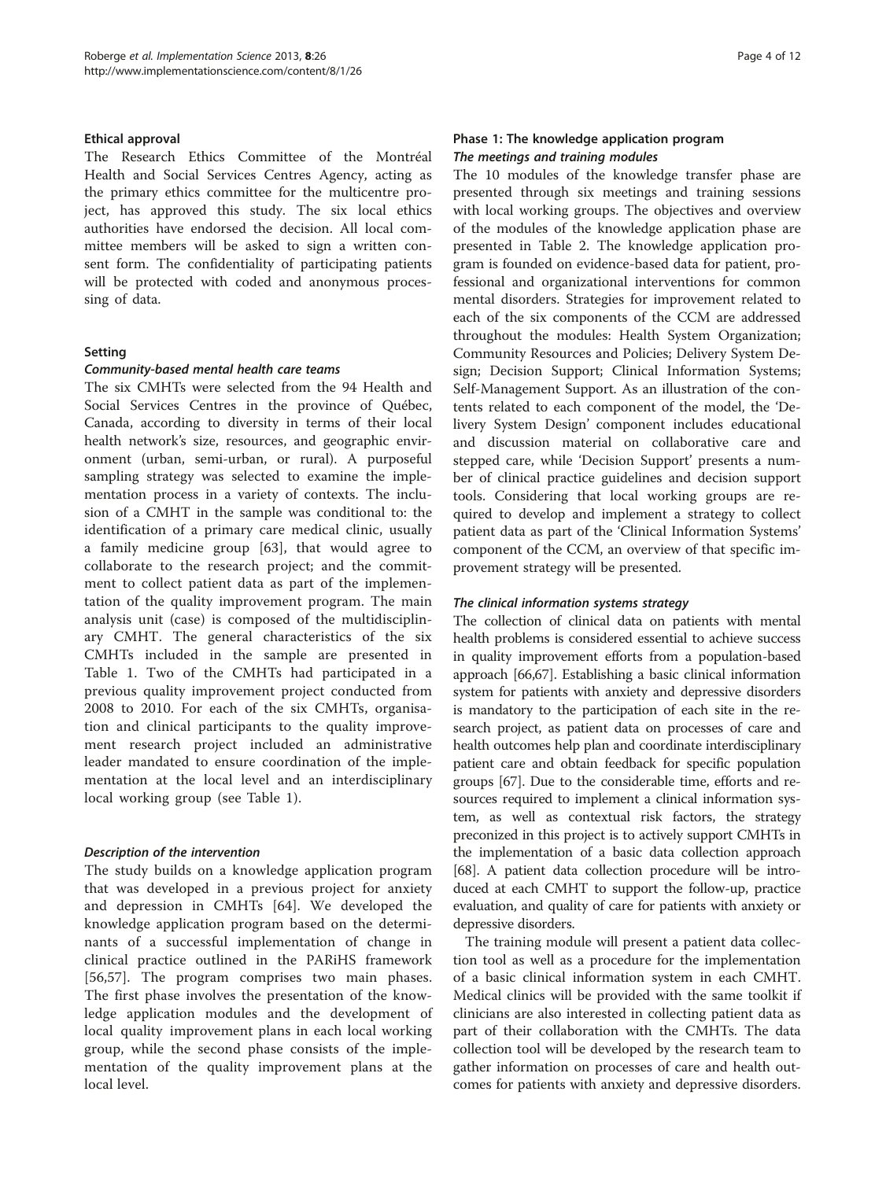### Ethical approval

The Research Ethics Committee of the Montréal Health and Social Services Centres Agency, acting as the primary ethics committee for the multicentre project, has approved this study. The six local ethics authorities have endorsed the decision. All local committee members will be asked to sign a written consent form. The confidentiality of participating patients will be protected with coded and anonymous processing of data.

### Setting

#### *Community-based mental health care teams*

The six CMHTs were selected from the 94 Health and Social Services Centres in the province of Québec, Canada, according to diversity in terms of their local health network's size, resources, and geographic environment (urban, semi-urban, or rural). A purposeful sampling strategy was selected to examine the implementation process in a variety of contexts. The inclusion of a CMHT in the sample was conditional to: the identification of a primary care medical clinic, usually a family medicine group [63], that would agree to collaborate to the research project; and the commitment to collect patient data as part of the implementation of the quality improvement program. The main analysis unit (case) is composed of the multidisciplinary CMHT. The general characteristics of the six CMHTs included in the sample are presented in Table 1. Two of the CMHTs had participated in a previous quality improvement project conducted from 2008 to 2010. For each of the six CMHTs, organisation and clinical participants to the quality improvement research project included an administrative leader mandated to ensure coordination of the implementation at the local level and an interdisciplinary local working group (see Table 1).

#### *Description of the intervention*

The study builds on a knowledge application program that was developed in a previous project for anxiety and depression in CMHTs [64]. We developed the knowledge application program based on the determinants of a successful implementation of change in clinical practice outlined in the PARiHS framework [56,57]. The program comprises two main phases. The first phase involves the presentation of the knowledge application modules and the development of local quality improvement plans in each local working group, while the second phase consists of the implementation of the quality improvement plans at the local level.

### Phase 1: The knowledge application program

#### *The meetings and training modules*

The 10 modules of the knowledge transfer phase are presented through six meetings and training sessions with local working groups. The objectives and overview of the modules of the knowledge application phase are presented in Table 2. The knowledge application program is founded on evidence-based data for patient, professional and organizational interventions for common mental disorders. Strategies for improvement related to each of the six components of the CCM are addressed throughout the modules: Health System Organization; Community Resources and Policies; Delivery System Design; Decision Support; Clinical Information Systems; Self-Management Support. As an illustration of the contents related to each component of the model, the 'Delivery System Design' component includes educational and discussion material on collaborative care and stepped care, while 'Decision Support' presents a number of clinical practice guidelines and decision support tools. Considering that local working groups are required to develop and implement a strategy to collect patient data as part of the 'Clinical Information Systems' component of the CCM, an overview of that specific improvement strategy will be presented.

#### *The clinical information systems strategy*

The collection of clinical data on patients with mental health problems is considered essential to achieve success in quality improvement efforts from a population-based approach [66,67]. Establishing a basic clinical information system for patients with anxiety and depressive disorders is mandatory to the participation of each site in the research project, as patient data on processes of care and health outcomes help plan and coordinate interdisciplinary patient care and obtain feedback for specific population groups [67]. Due to the considerable time, efforts and resources required to implement a clinical information system, as well as contextual risk factors, the strategy preconized in this project is to actively support CMHTs in the implementation of a basic data collection approach [68]. A patient data collection procedure will be introduced at each CMHT to support the follow-up, practice evaluation, and quality of care for patients with anxiety or depressive disorders.

The training module will present a patient data collection tool as well as a procedure for the implementation of a basic clinical information system in each CMHT. Medical clinics will be provided with the same toolkit if clinicians are also interested in collecting patient data as part of their collaboration with the CMHTs. The data collection tool will be developed by the research team to gather information on processes of care and health outcomes for patients with anxiety and depressive disorders.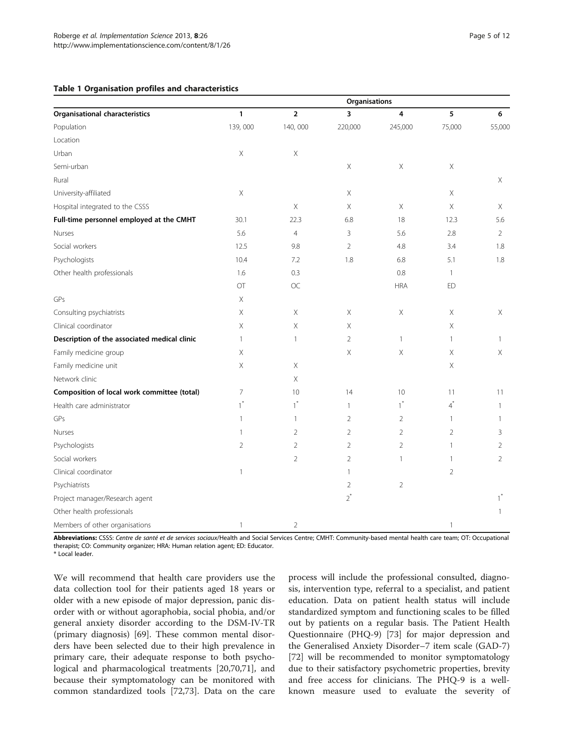**Table 1 Organisation profiles and characteristics**

| | Organisations | | | | | |
|---|---|---|---|---|---|---|
| **Organisational characteristics** | **1** | **2** | **3** | **4** | **5** | **6** |
| Population | 139, 000 | 140, 000 | 220,000 | 245,000 | 75,000 | 55,000 |
| Location | | | | | | |
| Urban | X | X | | | | |
| Semi-urban | | | X | X | X | |
| Rural | | | | | | X |
| University-affiliated | X | | X | | X | |
| Hospital integrated to the CSSS | | X | X | X | X | X |
| **Full-time personnel employed at the CMHT** | 30.1 | 22.3 | 6.8 | 18 | 12.3 | 5.6 |
| Nurses | 5.6 | 4 | 3 | 5.6 | 2.8 | 2 |
| Social workers | 12.5 | 9.8 | 2 | 4.8 | 3.4 | 1.8 |
| Psychologists | 10.4 | 7.2 | 1.8 | 6.8 | 5.1 | 1.8 |
| Other health professionals | 1.6 | 0.3 | | 0.8 | 1 | |
| | OT | OC | | HRA | ED | |
| GPs | X | | | | | |
| Consulting psychiatrists | X | X | X | X | X | X |
| Clinical coordinator | X | X | X | | X | |
| **Description of the associated medical clinic** | 1 | 1 | 2 | 1 | 1 | 1 |
| Family medicine group | X | | X | X | X | X |
| Family medicine unit | X | X | | | X | |
| Network clinic | | X | | | | |
| **Composition of local work committee (total)** | 7 | 10 | 14 | 10 | 11 | 11 |
| Health care administrator | 1* | 1* | 1 | 1* | 4* | 1 |
| GPs | 1 | 1 | 2 | 2 | 1 | 1 |
| Nurses | 1 | 2 | 2 | 2 | 2 | 3 |
| Psychologists | 2 | 2 | 2 | 2 | 1 | 2 |
| Social workers | | 2 | 2 | 1 | 1 | 2 |
| Clinical coordinator | 1 | | 1 | | 2 | |
| Psychiatrists | | | 2 | 2 | | |
| Project manager/Research agent | | | 2* | | | 1* |
| Other health professionals | | | | | | 1 |
| Members of other organisations | 1 | 2 | | | 1 | |

**Abbreviations:** CSSS: *Centre de santé et de services sociaux*/Health and Social Services Centre; CMHT: Community-based mental health care team; OT: Occupational therapist; CO: Community organizer; HRA: Human relation agent; ED: Educator.
\* Local leader.

We will recommend that health care providers use the data collection tool for their patients aged 18 years or older with a new episode of major depression, panic disorder with or without agoraphobia, social phobia, and/or general anxiety disorder according to the DSM-IV-TR (primary diagnosis) [69]. These common mental disorders have been selected due to their high prevalence in primary care, their adequate response to both psychological and pharmacological treatments [20,70,71], and because their symptomatology can be monitored with common standardized tools [72,73]. Data on the care process will include the professional consulted, diagnosis, intervention type, referral to a specialist, and patient education. Data on patient health status will include standardized symptom and functioning scales to be filled out by patients on a regular basis. The Patient Health Questionnaire (PHQ-9) [73] for major depression and the Generalised Anxiety Disorder–7 item scale (GAD-7) [72] will be recommended to monitor symptomatology due to their satisfactory psychometric properties, brevity and free access for clinicians. The PHQ-9 is a well-known measure used to evaluate the severity of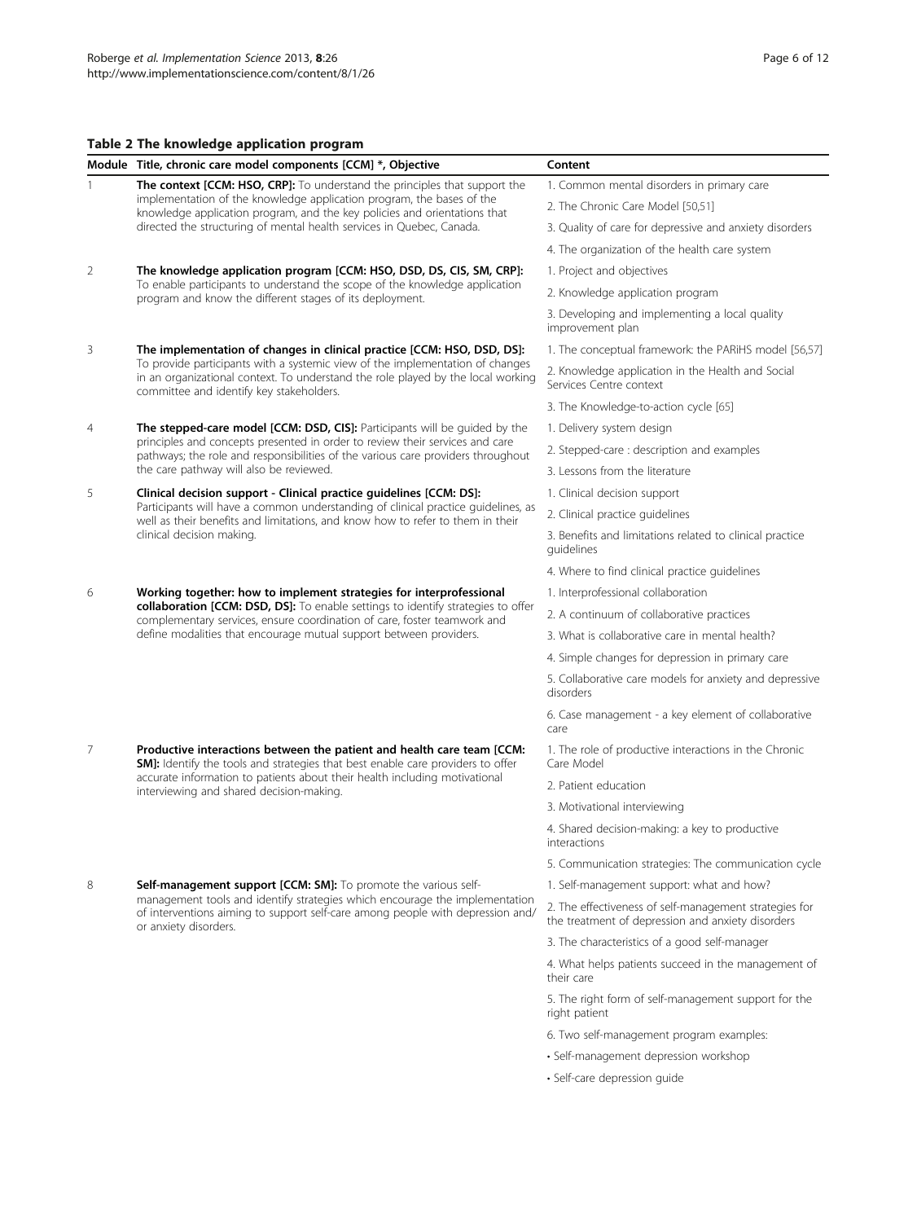**Table 2 The knowledge application program**

| Module | Title, chronic care model components [CCM] *, Objective | Content |
|---|---|---|
| 1 | **The context [CCM: HSO, CRP]:** To understand the principles that support the implementation of the knowledge application program, the bases of the knowledge application program, and the key policies and orientations that directed the structuring of mental health services in Quebec, Canada. | 1. Common mental disorders in primary care |
| | | 2. The Chronic Care Model [50,51] |
| | | 3. Quality of care for depressive and anxiety disorders |
| | | 4. The organization of the health care system |
| 2 | **The knowledge application program [CCM: HSO, DSD, DS, CIS, SM, CRP]:** To enable participants to understand the scope of the knowledge application program and know the different stages of its deployment. | 1. Project and objectives |
| | | 2. Knowledge application program |
| | | 3. Developing and implementing a local quality improvement plan |
| 3 | **The implementation of changes in clinical practice [CCM: HSO, DSD, DS]:** To provide participants with a systemic view of the implementation of changes in an organizational context. To understand the role played by the local working committee and identify key stakeholders. | 1. The conceptual framework: the PARiHS model [56,57] |
| | | 2. Knowledge application in the Health and Social Services Centre context |
| | | 3. The Knowledge-to-action cycle [65] |
| 4 | **The stepped-care model [CCM: DSD, CIS]:** Participants will be guided by the principles and concepts presented in order to review their services and care pathways; the role and responsibilities of the various care providers throughout the care pathway will also be reviewed. | 1. Delivery system design |
| | | 2. Stepped-care : description and examples |
| | | 3. Lessons from the literature |
| 5 | **Clinical decision support - Clinical practice guidelines [CCM: DS]:** Participants will have a common understanding of clinical practice guidelines, as well as their benefits and limitations, and know how to refer to them in their clinical decision making. | 1. Clinical decision support |
| | | 2. Clinical practice guidelines |
| | | 3. Benefits and limitations related to clinical practice guidelines |
| | | 4. Where to find clinical practice guidelines |
| 6 | **Working together: how to implement strategies for interprofessional collaboration [CCM: DSD, DS]:** To enable settings to identify strategies to offer complementary services, ensure coordination of care, foster teamwork and define modalities that encourage mutual support between providers. | 1. Interprofessional collaboration |
| | | 2. A continuum of collaborative practices |
| | | 3. What is collaborative care in mental health? |
| | | 4. Simple changes for depression in primary care |
| | | 5. Collaborative care models for anxiety and depressive disorders |
| | | 6. Case management - a key element of collaborative care |
| 7 | **Productive interactions between the patient and health care team [CCM: SM]:** Identify the tools and strategies that best enable care providers to offer accurate information to patients about their health including motivational interviewing and shared decision-making. | 1. The role of productive interactions in the Chronic Care Model |
| | | 2. Patient education |
| | | 3. Motivational interviewing |
| | | 4. Shared decision-making: a key to productive interactions |
| | | 5. Communication strategies: The communication cycle |
| 8 | **Self-management support [CCM: SM]:** To promote the various self-management tools and identify strategies which encourage the implementation of interventions aiming to support self-care among people with depression and/or anxiety disorders. | 1. Self-management support: what and how? |
| | | 2. The effectiveness of self-management strategies for the treatment of depression and anxiety disorders |
| | | 3. The characteristics of a good self-manager |
| | | 4. What helps patients succeed in the management of their care |
| | | 5. The right form of self-management support for the right patient |
| | | 6. Two self-management program examples: |
| | | • Self-management depression workshop |
| | | • Self-care depression guide |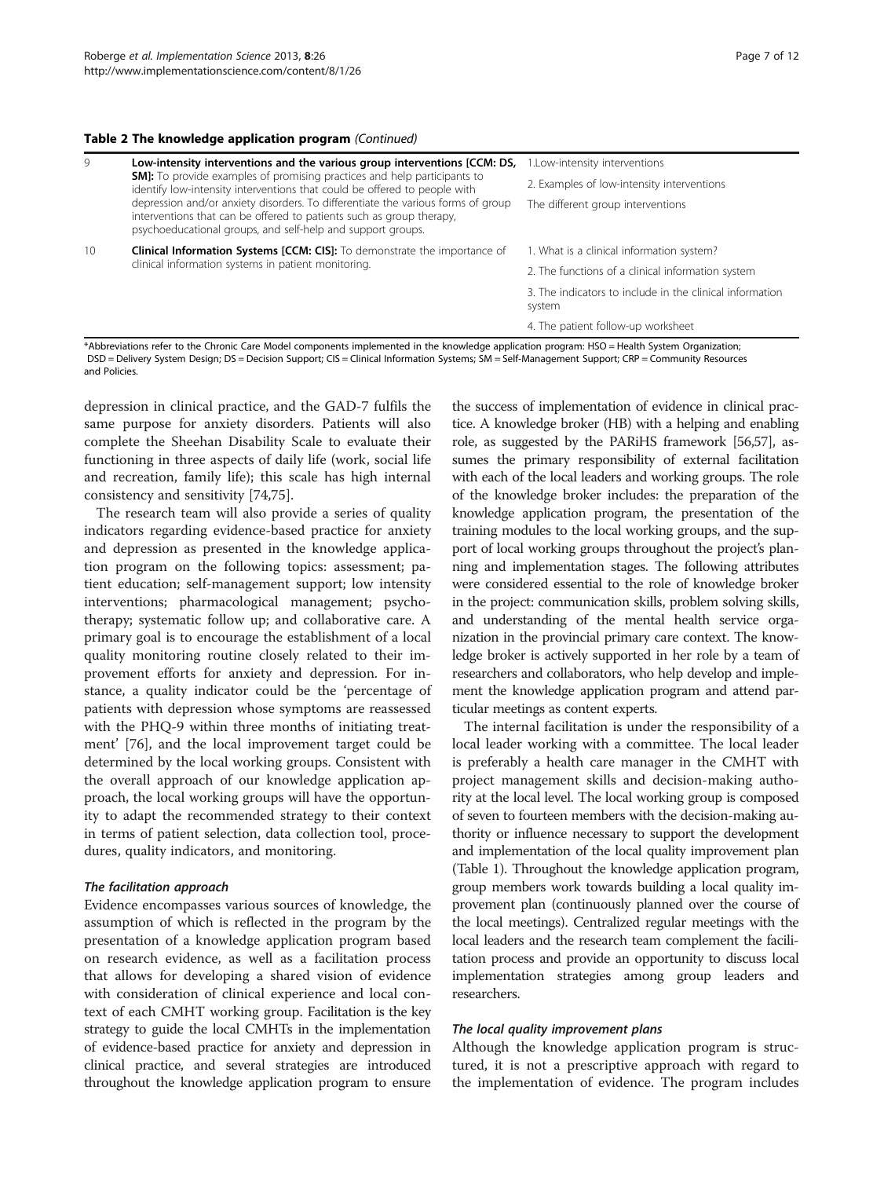**Table 2 The knowledge application program** *(Continued)*

| | | |
|---|---|---|
| 9 | **Low-intensity interventions and the various group interventions [CCM: DS, SM]:** To provide examples of promising practices and help participants to identify low-intensity interventions that could be offered to people with depression and/or anxiety disorders. To differentiate the various forms of group interventions that can be offered to patients such as group therapy, psychoeducational groups, and self-help and support groups. | 1.Low-intensity interventions<br>2. Examples of low-intensity interventions<br>The different group interventions |
| 10 | **Clinical Information Systems [CCM: CIS]:** To demonstrate the importance of clinical information systems in patient monitoring. | 1. What is a clinical information system?<br>2. The functions of a clinical information system<br>3. The indicators to include in the clinical information system<br>4. The patient follow-up worksheet |

*Abbreviations refer to the Chronic Care Model components implemented in the knowledge application program: HSO = Health System Organization; DSD = Delivery System Design; DS = Decision Support; CIS = Clinical Information Systems; SM = Self-Management Support; CRP = Community Resources and Policies.

depression in clinical practice, and the GAD-7 fulfils the same purpose for anxiety disorders. Patients will also complete the Sheehan Disability Scale to evaluate their functioning in three aspects of daily life (work, social life and recreation, family life); this scale has high internal consistency and sensitivity [74,75].

The research team will also provide a series of quality indicators regarding evidence-based practice for anxiety and depression as presented in the knowledge application program on the following topics: assessment; patient education; self-management support; low intensity interventions; pharmacological management; psychotherapy; systematic follow up; and collaborative care. A primary goal is to encourage the establishment of a local quality monitoring routine closely related to their improvement efforts for anxiety and depression. For instance, a quality indicator could be the 'percentage of patients with depression whose symptoms are reassessed with the PHQ-9 within three months of initiating treatment' [76], and the local improvement target could be determined by the local working groups. Consistent with the overall approach of our knowledge application approach, the local working groups will have the opportunity to adapt the recommended strategy to their context in terms of patient selection, data collection tool, procedures, quality indicators, and monitoring.

#### *The facilitation approach*

Evidence encompasses various sources of knowledge, the assumption of which is reflected in the program by the presentation of a knowledge application program based on research evidence, as well as a facilitation process that allows for developing a shared vision of evidence with consideration of clinical experience and local context of each CMHT working group. Facilitation is the key strategy to guide the local CMHTs in the implementation of evidence-based practice for anxiety and depression in clinical practice, and several strategies are introduced throughout the knowledge application program to ensure the success of implementation of evidence in clinical practice. A knowledge broker (HB) with a helping and enabling role, as suggested by the PARiHS framework [56,57], assumes the primary responsibility of external facilitation with each of the local leaders and working groups. The role of the knowledge broker includes: the preparation of the knowledge application program, the presentation of the training modules to the local working groups, and the support of local working groups throughout the project's planning and implementation stages. The following attributes were considered essential to the role of knowledge broker in the project: communication skills, problem solving skills, and understanding of the mental health service organization in the provincial primary care context. The knowledge broker is actively supported in her role by a team of researchers and collaborators, who help develop and implement the knowledge application program and attend particular meetings as content experts.

The internal facilitation is under the responsibility of a local leader working with a committee. The local leader is preferably a health care manager in the CMHT with project management skills and decision-making authority at the local level. The local working group is composed of seven to fourteen members with the decision-making authority or influence necessary to support the development and implementation of the local quality improvement plan (Table 1). Throughout the knowledge application program, group members work towards building a local quality improvement plan (continuously planned over the course of the local meetings). Centralized regular meetings with the local leaders and the research team complement the facilitation process and provide an opportunity to discuss local implementation strategies among group leaders and researchers.

#### *The local quality improvement plans*

Although the knowledge application program is structured, it is not a prescriptive approach with regard to the implementation of evidence. The program includes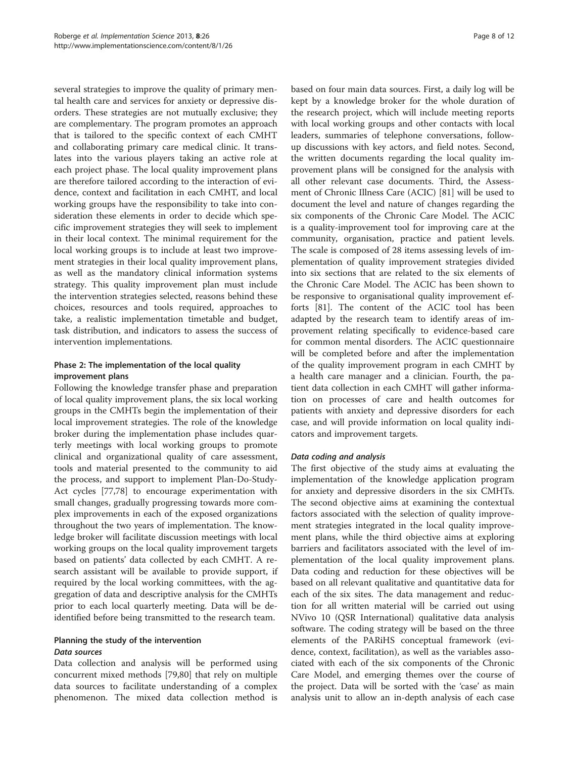several strategies to improve the quality of primary mental health care and services for anxiety or depressive disorders. These strategies are not mutually exclusive; they are complementary. The program promotes an approach that is tailored to the specific context of each CMHT and collaborating primary care medical clinic. It translates into the various players taking an active role at each project phase. The local quality improvement plans are therefore tailored according to the interaction of evidence, context and facilitation in each CMHT, and local working groups have the responsibility to take into consideration these elements in order to decide which specific improvement strategies they will seek to implement in their local context. The minimal requirement for the local working groups is to include at least two improvement strategies in their local quality improvement plans, as well as the mandatory clinical information systems strategy. This quality improvement plan must include the intervention strategies selected, reasons behind these choices, resources and tools required, approaches to take, a realistic implementation timetable and budget, task distribution, and indicators to assess the success of intervention implementations.

### Phase 2: The implementation of the local quality improvement plans

Following the knowledge transfer phase and preparation of local quality improvement plans, the six local working groups in the CMHTs begin the implementation of their local improvement strategies. The role of the knowledge broker during the implementation phase includes quarterly meetings with local working groups to promote clinical and organizational quality of care assessment, tools and material presented to the community to aid the process, and support to implement Plan-Do-Study-Act cycles [77,78] to encourage experimentation with small changes, gradually progressing towards more complex improvements in each of the exposed organizations throughout the two years of implementation. The knowledge broker will facilitate discussion meetings with local working groups on the local quality improvement targets based on patients' data collected by each CMHT. A research assistant will be available to provide support, if required by the local working committees, with the aggregation of data and descriptive analysis for the CMHTs prior to each local quarterly meeting. Data will be de-identified before being transmitted to the research team.

### Planning the study of the intervention

#### *Data sources*

Data collection and analysis will be performed using concurrent mixed methods [79,80] that rely on multiple data sources to facilitate understanding of a complex phenomenon. The mixed data collection method is based on four main data sources. First, a daily log will be kept by a knowledge broker for the whole duration of the research project, which will include meeting reports with local working groups and other contacts with local leaders, summaries of telephone conversations, follow-up discussions with key actors, and field notes. Second, the written documents regarding the local quality improvement plans will be consigned for the analysis with all other relevant case documents. Third, the Assessment of Chronic Illness Care (ACIC) [81] will be used to document the level and nature of changes regarding the six components of the Chronic Care Model. The ACIC is a quality-improvement tool for improving care at the community, organisation, practice and patient levels. The scale is composed of 28 items assessing levels of implementation of quality improvement strategies divided into six sections that are related to the six elements of the Chronic Care Model. The ACIC has been shown to be responsive to organisational quality improvement efforts [81]. The content of the ACIC tool has been adapted by the research team to identify areas of improvement relating specifically to evidence-based care for common mental disorders. The ACIC questionnaire will be completed before and after the implementation of the quality improvement program in each CMHT by a health care manager and a clinician. Fourth, the patient data collection in each CMHT will gather information on processes of care and health outcomes for patients with anxiety and depressive disorders for each case, and will provide information on local quality indicators and improvement targets.

#### *Data coding and analysis*

The first objective of the study aims at evaluating the implementation of the knowledge application program for anxiety and depressive disorders in the six CMHTs. The second objective aims at examining the contextual factors associated with the selection of quality improvement strategies integrated in the local quality improvement plans, while the third objective aims at exploring barriers and facilitators associated with the level of implementation of the local quality improvement plans. Data coding and reduction for these objectives will be based on all relevant qualitative and quantitative data for each of the six sites. The data management and reduction for all written material will be carried out using NVivo 10 (QSR International) qualitative data analysis software. The coding strategy will be based on the three elements of the PARiHS conceptual framework (evidence, context, facilitation), as well as the variables associated with each of the six components of the Chronic Care Model, and emerging themes over the course of the project. Data will be sorted with the 'case' as main analysis unit to allow an in-depth analysis of each case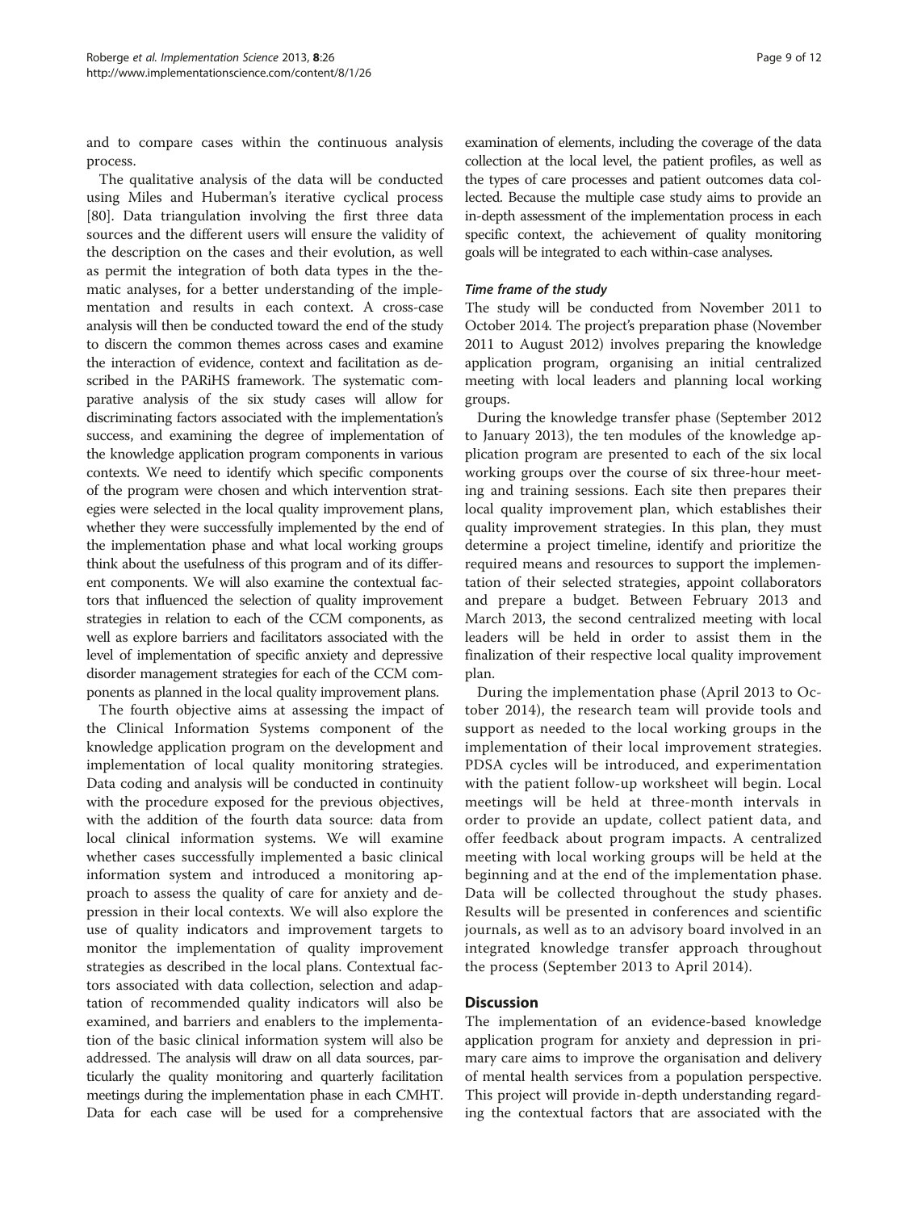and to compare cases within the continuous analysis process.

The qualitative analysis of the data will be conducted using Miles and Huberman's iterative cyclical process [80]. Data triangulation involving the first three data sources and the different users will ensure the validity of the description on the cases and their evolution, as well as permit the integration of both data types in the thematic analyses, for a better understanding of the implementation and results in each context. A cross-case analysis will then be conducted toward the end of the study to discern the common themes across cases and examine the interaction of evidence, context and facilitation as described in the PARiHS framework. The systematic comparative analysis of the six study cases will allow for discriminating factors associated with the implementation's success, and examining the degree of implementation of the knowledge application program components in various contexts. We need to identify which specific components of the program were chosen and which intervention strategies were selected in the local quality improvement plans, whether they were successfully implemented by the end of the implementation phase and what local working groups think about the usefulness of this program and of its different components. We will also examine the contextual factors that influenced the selection of quality improvement strategies in relation to each of the CCM components, as well as explore barriers and facilitators associated with the level of implementation of specific anxiety and depressive disorder management strategies for each of the CCM components as planned in the local quality improvement plans.

The fourth objective aims at assessing the impact of the Clinical Information Systems component of the knowledge application program on the development and implementation of local quality monitoring strategies. Data coding and analysis will be conducted in continuity with the procedure exposed for the previous objectives, with the addition of the fourth data source: data from local clinical information systems. We will examine whether cases successfully implemented a basic clinical information system and introduced a monitoring approach to assess the quality of care for anxiety and depression in their local contexts. We will also explore the use of quality indicators and improvement targets to monitor the implementation of quality improvement strategies as described in the local plans. Contextual factors associated with data collection, selection and adaptation of recommended quality indicators will also be examined, and barriers and enablers to the implementation of the basic clinical information system will also be addressed. The analysis will draw on all data sources, particularly the quality monitoring and quarterly facilitation meetings during the implementation phase in each CMHT. Data for each case will be used for a comprehensive examination of elements, including the coverage of the data collection at the local level, the patient profiles, as well as the types of care processes and patient outcomes data collected. Because the multiple case study aims to provide an in-depth assessment of the implementation process in each specific context, the achievement of quality monitoring goals will be integrated to each within-case analyses.

#### *Time frame of the study*

The study will be conducted from November 2011 to October 2014. The project's preparation phase (November 2011 to August 2012) involves preparing the knowledge application program, organising an initial centralized meeting with local leaders and planning local working groups.

During the knowledge transfer phase (September 2012 to January 2013), the ten modules of the knowledge application program are presented to each of the six local working groups over the course of six three-hour meeting and training sessions. Each site then prepares their local quality improvement plan, which establishes their quality improvement strategies. In this plan, they must determine a project timeline, identify and prioritize the required means and resources to support the implementation of their selected strategies, appoint collaborators and prepare a budget. Between February 2013 and March 2013, the second centralized meeting with local leaders will be held in order to assist them in the finalization of their respective local quality improvement plan.

During the implementation phase (April 2013 to October 2014), the research team will provide tools and support as needed to the local working groups in the implementation of their local improvement strategies. PDSA cycles will be introduced, and experimentation with the patient follow-up worksheet will begin. Local meetings will be held at three-month intervals in order to provide an update, collect patient data, and offer feedback about program impacts. A centralized meeting with local working groups will be held at the beginning and at the end of the implementation phase. Data will be collected throughout the study phases. Results will be presented in conferences and scientific journals, as well as to an advisory board involved in an integrated knowledge transfer approach throughout the process (September 2013 to April 2014).

## Discussion

The implementation of an evidence-based knowledge application program for anxiety and depression in primary care aims to improve the organisation and delivery of mental health services from a population perspective. This project will provide in-depth understanding regarding the contextual factors that are associated with the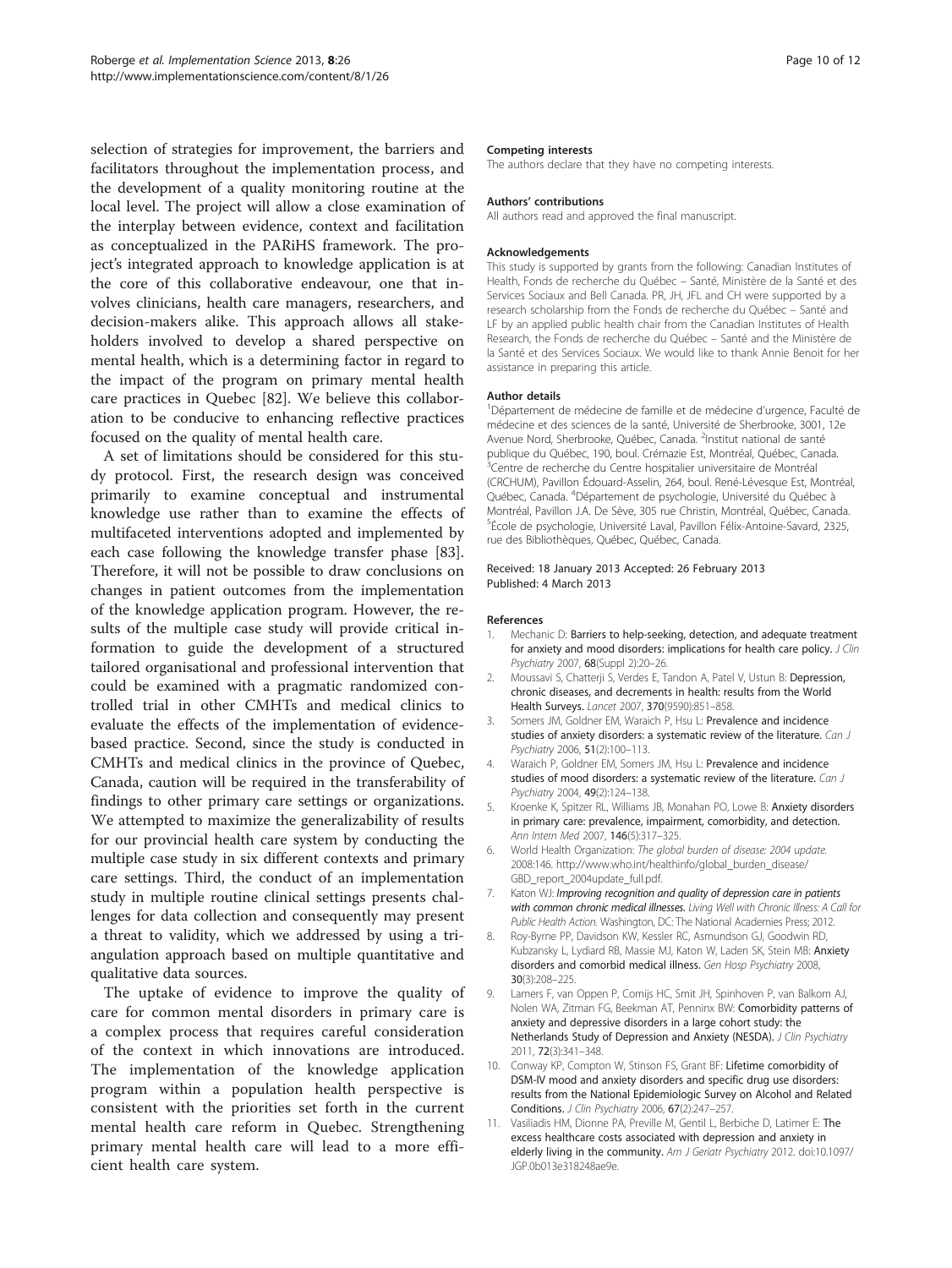selection of strategies for improvement, the barriers and facilitators throughout the implementation process, and the development of a quality monitoring routine at the local level. The project will allow a close examination of the interplay between evidence, context and facilitation as conceptualized in the PARiHS framework. The project's integrated approach to knowledge application is at the core of this collaborative endeavour, one that involves clinicians, health care managers, researchers, and decision-makers alike. This approach allows all stakeholders involved to develop a shared perspective on mental health, which is a determining factor in regard to the impact of the program on primary mental health care practices in Quebec [82]. We believe this collaboration to be conducive to enhancing reflective practices focused on the quality of mental health care.

A set of limitations should be considered for this study protocol. First, the research design was conceived primarily to examine conceptual and instrumental knowledge use rather than to examine the effects of multifaceted interventions adopted and implemented by each case following the knowledge transfer phase [83]. Therefore, it will not be possible to draw conclusions on changes in patient outcomes from the implementation of the knowledge application program. However, the results of the multiple case study will provide critical information to guide the development of a structured tailored organisational and professional intervention that could be examined with a pragmatic randomized controlled trial in other CMHTs and medical clinics to evaluate the effects of the implementation of evidence-based practice. Second, since the study is conducted in CMHTs and medical clinics in the province of Quebec, Canada, caution will be required in the transferability of findings to other primary care settings or organizations. We attempted to maximize the generalizability of results for our provincial health care system by conducting the multiple case study in six different contexts and primary care settings. Third, the conduct of an implementation study in multiple routine clinical settings presents challenges for data collection and consequently may present a threat to validity, which we addressed by using a triangulation approach based on multiple quantitative and qualitative data sources.

The uptake of evidence to improve the quality of care for common mental disorders in primary care is a complex process that requires careful consideration of the context in which innovations are introduced. The implementation of the knowledge application program within a population health perspective is consistent with the priorities set forth in the current mental health care reform in Quebec. Strengthening primary mental health care will lead to a more efficient health care system.

#### Competing interests

The authors declare that they have no competing interests.

#### Authors' contributions

All authors read and approved the final manuscript.

#### Acknowledgements

This study is supported by grants from the following: Canadian Institutes of Health, Fonds de recherche du Québec – Santé, Ministère de la Santé et des Services Sociaux and Bell Canada. PR, JH, JFL and CH were supported by a research scholarship from the Fonds de recherche du Québec – Santé and LF by an applied public health chair from the Canadian Institutes of Health Research, the Fonds de recherche du Québec – Santé and the Ministère de la Santé et des Services Sociaux. We would like to thank Annie Benoit for her assistance in preparing this article.

#### Author details

[1]Département de médecine de famille et de médecine d'urgence, Faculté de médecine et des sciences de la santé, Université de Sherbrooke, 3001, 12e Avenue Nord, Sherbrooke, Québec, Canada. [2]Institut national de santé publique du Québec, 190, boul. Crémazie Est, Montréal, Québec, Canada. [3]Centre de recherche du Centre hospitalier universitaire de Montréal (CRCHUM), Pavillon Édouard-Asselin, 264, boul. René-Lévesque Est, Montréal, Québec, Canada. [4]Département de psychologie, Université du Québec à Montréal, Pavillon J.A. De Sève, 305 rue Christin, Montréal, Québec, Canada. [5]École de psychologie, Université Laval, Pavillon Félix-Antoine-Savard, 2325, rue des Bibliothèques, Québec, Québec, Canada.

Received: 18 January 2013 Accepted: 26 February 2013
Published: 4 March 2013

#### References

1. Mechanic D: **Barriers to help-seeking, detection, and adequate treatment for anxiety and mood disorders: implications for health care policy.** *J Clin Psychiatry* 2007, **68**(Suppl 2):20–26.
2. Moussavi S, Chatterji S, Verdes E, Tandon A, Patel V, Ustun B: **Depression, chronic diseases, and decrements in health: results from the World Health Surveys.** *Lancet* 2007, **370**(9590):851–858.
3. Somers JM, Goldner EM, Waraich P, Hsu L: **Prevalence and incidence studies of anxiety disorders: a systematic review of the literature.** *Can J Psychiatry* 2006, **51**(2):100–113.
4. Waraich P, Goldner EM, Somers JM, Hsu L: **Prevalence and incidence studies of mood disorders: a systematic review of the literature.** *Can J Psychiatry* 2004, **49**(2):124–138.
5. Kroenke K, Spitzer RL, Williams JB, Monahan PO, Lowe B: **Anxiety disorders in primary care: prevalence, impairment, comorbidity, and detection.** *Ann Intern Med* 2007, **146**(5):317–325.
6. World Health Organization: *The global burden of disease: 2004 update.* 2008:146. http://www.who.int/healthinfo/global_burden_disease/GBD_report_2004update_full.pdf.
7. Katon WJ: ***Improving recognition and quality of depression care in patients with common chronic medical illnesses.*** *Living Well with Chronic Illness: A Call for Public Health Action.* Washington, DC: The National Academies Press; 2012.
8. Roy-Byrne PP, Davidson KW, Kessler RC, Asmundson GJ, Goodwin RD, Kubzansky L, Lydiard RB, Massie MJ, Katon W, Laden SK, Stein MB: **Anxiety disorders and comorbid medical illness.** *Gen Hosp Psychiatry* 2008, **30**(3):208–225.
9. Lamers F, van Oppen P, Comijs HC, Smit JH, Spinhoven P, van Balkom AJ, Nolen WA, Zitman FG, Beekman AT, Penninx BW: **Comorbidity patterns of anxiety and depressive disorders in a large cohort study: the Netherlands Study of Depression and Anxiety (NESDA).** *J Clin Psychiatry* 2011, **72**(3):341–348.
10. Conway KP, Compton W, Stinson FS, Grant BF: **Lifetime comorbidity of DSM-IV mood and anxiety disorders and specific drug use disorders: results from the National Epidemiologic Survey on Alcohol and Related Conditions.** *J Clin Psychiatry* 2006, **67**(2):247–257.
11. Vasiliadis HM, Dionne PA, Preville M, Gentil L, Berbiche D, Latimer E: **The excess healthcare costs associated with depression and anxiety in elderly living in the community.** *Am J Geriatr Psychiatry* 2012. doi:10.1097/JGP.0b013e318248ae9e.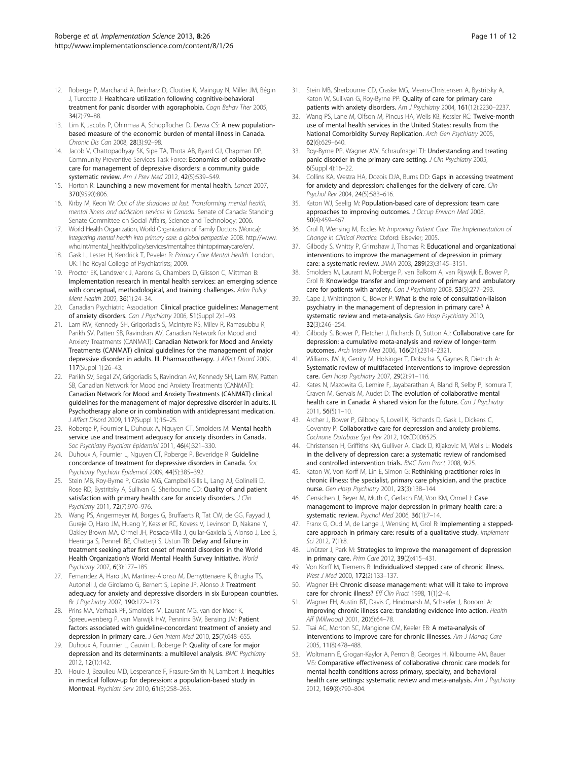12. Roberge P, Marchand A, Reinharz D, Cloutier K, Mainguy N, Miller JM, Bégin J, Turcotte J: Healthcare utilization following cognitive-behavioral treatment for panic disorder with agoraphobia. *Cogn Behav Ther* 2005, **34**(2):79–88.
13. Lim K, Jacobs P, Ohinmaa A, Schopflocher D, Dewa CS: A new population-based measure of the economic burden of mental illness in Canada. *Chronic Dis Can* 2008, **28**(3):92–98.
14. Jacob V, Chattopadhyay SK, Sipe TA, Thota AB, Byard GJ, Chapman DP, Community Preventive Services Task Force: Economics of collaborative care for management of depressive disorders: a community guide systematic review. *Am J Prev Med* 2012, **42**(5):539–549.
15. Horton R: Launching a new movement for mental health. *Lancet* 2007, **370**(9590):806.
16. Kirby M, Keon W: *Out of the shadows at last. Transforming mental health, mental illness and addiction services in Canada.* Senate of Canada: Standing Senate Committee on Social Affairs, Science and Technology; 2006.
17. World Health Organization, World Organization of Family Doctors (Wonca): *Integrating mental health into primary care: a global perspective.* 2008. http://www.who.int/mental_health/policy/services/mentalhealthintoprimarycare/en/.
18. Gask L, Lester H, Kendrick T, Peveler R: *Primary Care Mental Health.* London, UK: The Royal College of Psychiatrists; 2009.
19. Proctor EK, Landsverk J, Aarons G, Chambers D, Glisson C, Mittman B: Implementation research in mental health services: an emerging science with conceptual, methodological, and training challenges. *Adm Policy Ment Health* 2009, **36**(1):24–34.
20. Canadian Psychiatric Association: Clinical practice guidelines: Management of anxiety disorders. *Can J Psychiatry* 2006, **51**(Suppl 2):1–93.
21. Lam RW, Kennedy SH, Grigoriadis S, McIntyre RS, Milev R, Ramasubbu R, Parikh SV, Patten SB, Ravindran AV, Canadian Network for Mood and Anxiety Treatments (CANMAT): Canadian Network for Mood and Anxiety Treatments (CANMAT) clinical guidelines for the management of major depressive disorder in adults. III. Pharmacotherapy. *J Affect Disord* 2009, **117**(Suppl 1):26–43.
22. Parikh SV, Segal ZV, Grigoriadis S, Ravindran AV, Kennedy SH, Lam RW, Patten SB, Canadian Network for Mood and Anxiety Treatments (CANMAT): Canadian Network for Mood and Anxiety Treatments (CANMAT) clinical guidelines for the management of major depressive disorder in adults. II. Psychotherapy alone or in combination with antidepressant medication. *J Affect Disord* 2009, **117**(Suppl 1):15–25.
23. Roberge P, Fournier L, Duhoux A, Nguyen CT, Smolders M: Mental health service use and treatment adequacy for anxiety disorders in Canada. *Soc Psychiatry Psychiatr Epidemiol* 2011, **46**(4):321–330.
24. Duhoux A, Fournier L, Nguyen CT, Roberge P, Beveridge R: Guideline concordance of treatment for depressive disorders in Canada. *Soc Psychiatry Psychiatr Epidemiol* 2009, **44**(5):385–392.
25. Stein MB, Roy-Byrne P, Craske MG, Campbell-Sills L, Lang AJ, Golinelli D, Rose RD, Bystritsky A, Sullivan G, Sherbourne CD: Quality of and patient satisfaction with primary health care for anxiety disorders. *J Clin Psychiatry* 2011, **72**(7):970–976.
26. Wang PS, Angermeyer M, Borges G, Bruffaerts R, Tat CW, de GG, Fayyad J, Gureje O, Haro JM, Huang Y, Kessler RC, Kovess V, Levinson D, Nakane Y, Oakley Brown MA, Ormel JH, Posada-Villa J, guilar-Gaxiola S, Alonso J, Lee S, Heeringa S, Pennell BE, Chatterji S, Ustun TB: Delay and failure in treatment seeking after first onset of mental disorders in the World Health Organization's World Mental Health Survey Initiative. *World Psychiatry* 2007, **6**(3):177–185.
27. Fernandez A, Haro JM, Martinez-Alonso M, Demyttenaere K, Brugha TS, Autonell J, de Girolamo G, Bernert S, Lepine JP, Alonso J: Treatment adequacy for anxiety and depressive disorders in six European countries. *Br J Psychiatry* 2007, **190**:172–173.
28. Prins MA, Verhaak PF, Smolders M, Laurant MG, van der Meer K, Spreeuwenberg P, van Marwijk HW, Penninx BW, Bensing JM: Patient factors associated with guideline-concordant treatment of anxiety and depression in primary care. *J Gen Intern Med* 2010, **25**(7):648–655.
29. Duhoux A, Fournier L, Gauvin L, Roberge P: Quality of care for major depression and its determinants: a multilevel analysis. *BMC Psychiatry* 2012, **12**(1):142.
30. Houle J, Beaulieu MD, Lesperance F, Frasure-Smith N, Lambert J: Inequities in medical follow-up for depression: a population-based study in Montreal. *Psychiatr Serv* 2010, **61**(3):258–263.
31. Stein MB, Sherbourne CD, Craske MG, Means-Christensen A, Bystritsky A, Katon W, Sullivan G, Roy-Byrne PP: Quality of care for primary care patients with anxiety disorders. *Am J Psychiatry* 2004, **161**(12):2230–2237.
32. Wang PS, Lane M, Olfson M, Pincus HA, Wells KB, Kessler RC: Twelve-month use of mental health services in the United States: results from the National Comorbidity Survey Replication. *Arch Gen Psychiatry* 2005, **62**(6):629–640.
33. Roy-Byrne PP, Wagner AW, Schraufnagel TJ: Understanding and treating panic disorder in the primary care setting. *J Clin Psychiatry* 2005, **6**(Suppl 4):16–22.
34. Collins KA, Westra HA, Dozois DJA, Burns DD: Gaps in accessing treatment for anxiety and depression: challenges for the delivery of care. *Clin Psychol Rev* 2004, **24**(5):583–616.
35. Katon WJ, Seelig M: Population-based care of depression: team care approaches to improving outcomes. *J Occup Environ Med* 2008, **50**(4):459–467.
36. Grol R, Wensing M, Eccles M: *Improving Patient Care. The Implementation of Change in Clinical Practice.* Oxford: Elsevier; 2005.
37. Gilbody S, Whitty P, Grimshaw J, Thomas R: Educational and organizational interventions to improve the management of depression in primary care: a systematic review. *JAMA* 2003, **289**(23):3145–3151.
38. Smolders M, Laurant M, Roberge P, van Balkom A, van Rijswijk E, Bower P, Grol R: Knowledge transfer and improvement of primary and ambulatory care for patients with anxiety. *Can J Psychiatry* 2008, **53**(5):277–293.
39. Cape J, Whittington C, Bower P: What is the role of consultation-liaison psychiatry in the management of depression in primary care? A systematic review and meta-analysis. *Gen Hosp Psychiatry* 2010, **32**(3):246–254.
40. Gilbody S, Bower P, Fletcher J, Richards D, Sutton AJ: Collaborative care for depression: a cumulative meta-analysis and review of longer-term outcomes. *Arch Intern Med* 2006, **166**(21):2314–2321.
41. Williams JW Jr, Gerrity M, Holsinger T, Dobscha S, Gaynes B, Dietrich A: Systematic review of multifaceted interventions to improve depression care. *Gen Hosp Psychiatry* 2007, **29**(2):91–116.
42. Kates N, Mazowita G, Lemire F, Jayabarathan A, Bland R, Selby P, Isomura T, Craven M, Gervais M, Audet D: The evolution of collaborative mental health care in Canada: A shared vision for the future. *Can J Psychiatry* 2011, **56**(5):1–10.
43. Archer J, Bower P, Gilbody S, Lovell K, Richards D, Gask L, Dickens C, Coventry P: Collaborative care for depression and anxiety problems. *Cochrane Database Syst Rev* 2012, **10**:CD006525.
44. Christensen H, Griffiths KM, Gulliver A, Clack D, Kljakovic M, Wells L: Models in the delivery of depression care: a systematic review of randomised and controlled intervention trials. *BMC Fam Pract* 2008, **9**:25.
45. Katon W, Von Korff M, Lin E, Simon G: Rethinking practitioner roles in chronic illness: the specialist, primary care physician, and the practice nurse. *Gen Hosp Psychiatry* 2001, **23**(3):138–144.
46. Gensichen J, Beyer M, Muth C, Gerlach FM, Von KM, Ormel J: Case management to improve major depression in primary health care: a systematic review. *Psychol Med* 2006, **36**(1):7–14.
47. Franx G, Oud M, de Lange J, Wensing M, Grol R: Implementing a stepped-care approach in primary care: results of a qualitative study. *Implement Sci* 2012, **7**(1):8.
48. Unützer J, Park M: Strategies to improve the management of depression in primary care. *Prim Care* 2012, **39**(2):415–431.
49. Von Korff M, Tiemens B: Individualized stepped care of chronic illness. *West J Med* 2000, **172**(2):133–137.
50. Wagner EH: Chronic disease management: what will it take to improve care for chronic illness? *Eff Clin Pract* 1998, **1**(1):2–4.
51. Wagner EH, Austin BT, Davis C, Hindmarsh M, Schaefer J, Bonomi A: Improving chronic illness care: translating evidence into action. *Health Aff (Millwood)* 2001, **20**(6):64–78.
52. Tsai AC, Morton SC, Mangione CM, Keeler EB: A meta-analysis of interventions to improve care for chronic illnesses. *Am J Manag Care* 2005, **11**(8):478–488.
53. Woltmann E, Grogan-Kaylor A, Perron B, Georges H, Kilbourne AM, Bauer MS: Comparative effectiveness of collaborative chronic care models for mental health conditions across primary, specialty, and behavioral health care settings: systematic review and meta-analysis. *Am J Psychiatry* 2012, **169**(8):790–804.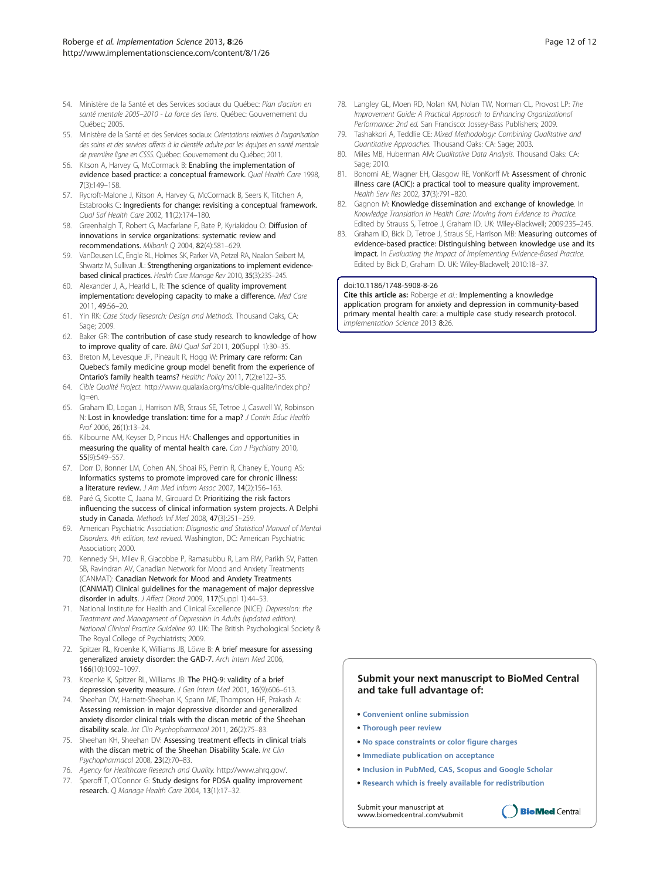54. Ministère de la Santé et des Services sociaux du Québec: *Plan d'action en santé mentale 2005–2010 - La force des liens.* Québec: Gouvernement du Québec; 2005.
55. Ministère de la Santé et des Services sociaux: *Orientations relatives à l'organisation des soins et des services offerts à la clientèle adulte par les équipes en santé mentale de première ligne en CSSS.* Québec: Gouvernement du Québec; 2011.
56. Kitson A, Harvey G, McCormack B: **Enabling the implementation of evidence based practice: a conceptual framework.** *Qual Health Care* 1998, **7**(3):149–158.
57. Rycroft-Malone J, Kitson A, Harvey G, McCormack B, Seers K, Titchen A, Estabrooks C: **Ingredients for change: revisiting a conceptual framework.** *Qual Saf Health Care* 2002, **11**(2):174–180.
58. Greenhalgh T, Robert G, Macfarlane F, Bate P, Kyriakidou O: **Diffusion of innovations in service organizations: systematic review and recommendations.** *Milbank Q* 2004, **82**(4):581–629.
59. VanDeusen LC, Engle RL, Holmes SK, Parker VA, Petzel RA, Nealon Seibert M, Shwartz M, Sullivan JL: **Strengthening organizations to implement evidence-based clinical practices.** *Health Care Manage Rev* 2010, **35**(3):235–245.
60. Alexander J, A., Hearld L, R: **The science of quality improvement implementation: developing capacity to make a difference.** *Med Care* 2011, **49**:S6–20.
61. Yin RK: *Case Study Research: Design and Methods.* Thousand Oaks, CA: Sage; 2009.
62. Baker GR: **The contribution of case study research to knowledge of how to improve quality of care.** *BMJ Qual Saf* 2011, **20**(Suppl 1):30–35.
63. Breton M, Levesque JF, Pineault R, Hogg W: **Primary care reform: Can Quebec's family medicine group model benefit from the experience of Ontario's family health teams?** *Healthc Policy* 2011, **7**(2):e122–35.
64. *Cible Qualité Project.* http://www.qualaxia.org/ms/cible-qualite/index.php?lg=en.
65. Graham ID, Logan J, Harrison MB, Straus SE, Tetroe J, Caswell W, Robinson N: **Lost in knowledge translation: time for a map?** *J Contin Educ Health Prof* 2006, **26**(1):13–24.
66. Kilbourne AM, Keyser D, Pincus HA: **Challenges and opportunities in measuring the quality of mental health care.** *Can J Psychiatry* 2010, **55**(9):549–557.
67. Dorr D, Bonner LM, Cohen AN, Shoai RS, Perrin R, Chaney E, Young AS: **Informatics systems to promote improved care for chronic illness: a literature review.** *J Am Med Inform Assoc* 2007, **14**(2):156–163.
68. Paré G, Sicotte C, Jaana M, Girouard D: **Prioritizing the risk factors influencing the success of clinical information system projects. A Delphi study in Canada.** *Methods Inf Med* 2008, **47**(3):251–259.
69. American Psychiatric Association: *Diagnostic and Statistical Manual of Mental Disorders. 4th edition, text revised.* Washington, DC: American Psychiatric Association; 2000.
70. Kennedy SH, Milev R, Giacobbe P, Ramasubbu R, Lam RW, Parikh SV, Patten SB, Ravindran AV, Canadian Network for Mood and Anxiety Treatments (CANMAT): **Canadian Network for Mood and Anxiety Treatments (CANMAT) Clinical guidelines for the management of major depressive disorder in adults.** *J Affect Disord* 2009, **117**(Suppl 1):44–53.
71. National Institute for Health and Clinical Excellence (NICE): *Depression: the Treatment and Management of Depression in Adults (updated edition). National Clinical Practice Guideline 90.* UK: The British Psychological Society & The Royal College of Psychiatrists; 2009.
72. Spitzer RL, Kroenke K, Williams JB, Löwe B: **A brief measure for assessing generalized anxiety disorder: the GAD-7.** *Arch Intern Med* 2006, **166**(10):1092–1097.
73. Kroenke K, Spitzer RL, Williams JB: **The PHQ-9: validity of a brief depression severity measure.** *J Gen Intern Med* 2001, **16**(9):606–613.
74. Sheehan DV, Harnett-Sheehan K, Spann ME, Thompson HF, Prakash A: **Assessing remission in major depressive disorder and generalized anxiety disorder clinical trials with the discan metric of the Sheehan disability scale.** *Int Clin Psychopharmacol* 2011, **26**(2):75–83.
75. Sheehan KH, Sheehan DV: **Assessing treatment effects in clinical trials with the discan metric of the Sheehan Disability Scale.** *Int Clin Psychopharmacol* 2008, **23**(2):70–83.
76. *Agency for Healthcare Research and Quality.* http://www.ahrq.gov/.
77. Speroff T, O'Connor G: **Study designs for PDSA quality improvement research.** *Q Manage Health Care* 2004, **13**(1):17–32.
78. Langley GL, Moen RD, Nolan KM, Nolan TW, Norman CL, Provost LP: *The Improvement Guide: A Practical Approach to Enhancing Organizational Performance: 2nd ed.* San Francisco: Jossey-Bass Publishers; 2009.
79. Tashakkori A, Teddlie CE: *Mixed Methodology: Combining Qualitative and Quantitative Approaches.* Thousand Oaks: CA: Sage; 2003.
80. Miles MB, Huberman AM: *Qualitative Data Analysis.* Thousand Oaks: CA: Sage; 2010.
81. Bonomi AE, Wagner EH, Glasgow RE, VonKorff M: **Assessment of chronic illness care (ACIC): a practical tool to measure quality improvement.** *Health Serv Res* 2002, **37**(3):791–820.
82. Gagnon M: **Knowledge dissemination and exchange of knowledge.** In *Knowledge Translation in Health Care: Moving from Evidence to Practice.* Edited by Strauss S, Tetroe J, Graham ID. UK: Wiley-Blackwell; 2009:235–245.
83. Graham ID, Bick D, Tetroe J, Straus SE, Harrison MB: **Measuring outcomes of evidence-based practice: Distinguishing between knowledge use and its impact.** In *Evaluating the Impact of Implementing Evidence-Based Practice.* Edited by Bick D, Graham ID. UK: Wiley-Blackwell; 2010:18–37.

doi:10.1186/1748-5908-8-26

**Cite this article as:** Roberge *et al.*: Implementing a knowledge application program for anxiety and depression in community-based primary mental health care: a multiple case study research protocol. *Implementation Science* 2013 **8**:26.

**Submit your next manuscript to BioMed Central and take full advantage of:**

- **Convenient online submission**
- **Thorough peer review**
- **No space constraints or color figure charges**
- **Immediate publication on acceptance**
- **Inclusion in PubMed, CAS, Scopus and Google Scholar**
- **Research which is freely available for redistribution**

Submit your manuscript at www.biomedcentral.com/submit

BioMed Central